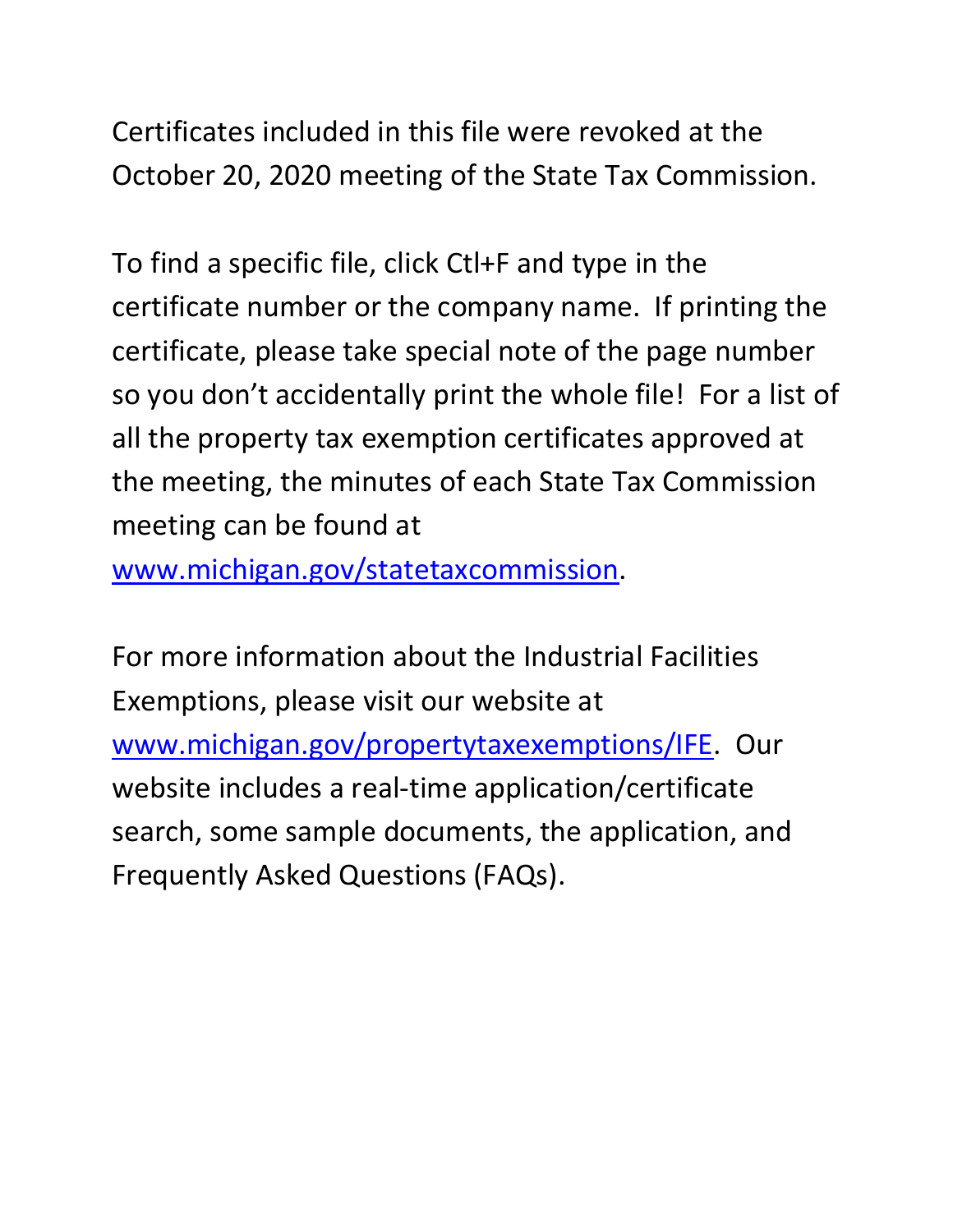Certificates included in this file were revoked at the October 20, 2020 meeting of the State Tax Commission.

To find a specific file, click Ctl+F and type in the certificate number or the company name. If printing the certificate, please take special note of the page number so you don't accidentally print the whole file! For a list of all the property tax exemption certificates approved at the meeting, the minutes of each State Tax Commission meeting can be found at www.michigan.gov/statetaxcommission.

For more information about the Industrial Facilities Exemptions, please visit our website at www.michigan.gov/propertytaxexemptions/IFE. Our website includes a real-time application/certificate search, some sample documents, the application, and Frequently Asked Questions (FAQs).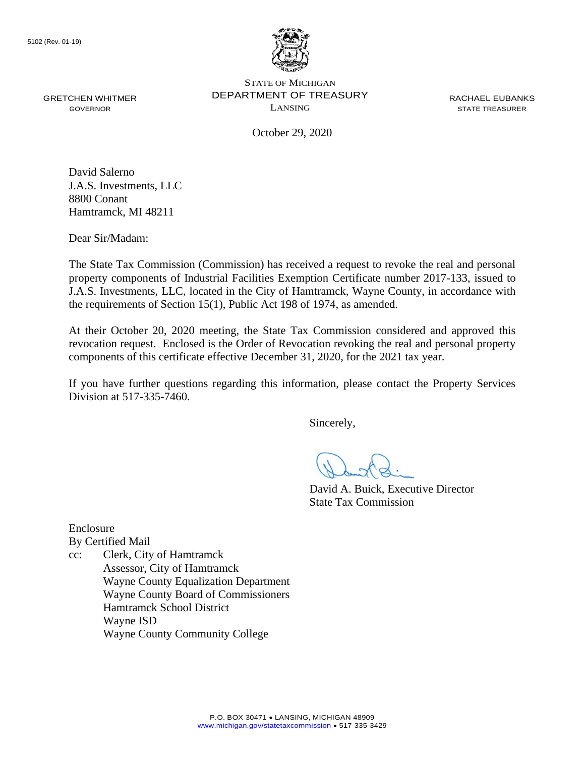5102 (Rev. 01-19)

GRETCHEN WHITMER
GOVERNOR

STATE OF MICHIGAN
DEPARTMENT OF TREASURY
LANSING

RACHAEL EUBANKS
STATE TREASURER

October 29, 2020

David Salerno
J.A.S. Investments, LLC
8800 Conant
Hamtramck, MI 48211

Dear Sir/Madam:

The State Tax Commission (Commission) has received a request to revoke the real and personal property components of Industrial Facilities Exemption Certificate number 2017-133, issued to J.A.S. Investments, LLC, located in the City of Hamtramck, Wayne County, in accordance with the requirements of Section 15(1), Public Act 198 of 1974, as amended.

At their October 20, 2020 meeting, the State Tax Commission considered and approved this revocation request. Enclosed is the Order of Revocation revoking the real and personal property components of this certificate effective December 31, 2020, for the 2021 tax year.

If you have further questions regarding this information, please contact the Property Services Division at 517-335-7460.

Sincerely,

David A. Buick, Executive Director
State Tax Commission

Enclosure
By Certified Mail
cc: Clerk, City of Hamtramck
Assessor, City of Hamtramck
Wayne County Equalization Department
Wayne County Board of Commissioners
Hamtramck School District
Wayne ISD
Wayne County Community College

P.O. BOX 30471 • LANSING, MICHIGAN 48909
www.michigan.gov/statetaxcommission • 517-335-3429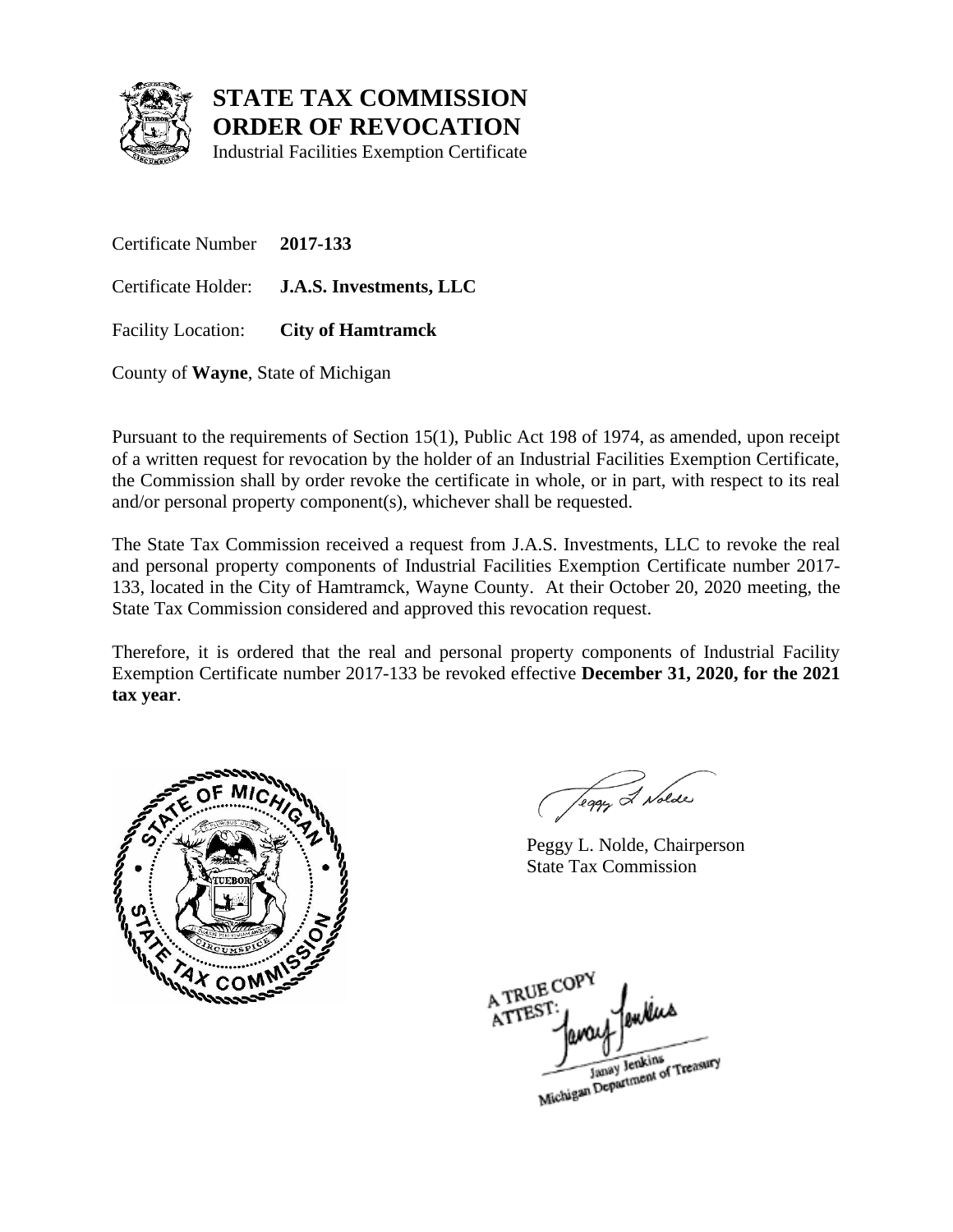# STATE TAX COMMISSION
# ORDER OF REVOCATION

Industrial Facilities Exemption Certificate

Certificate Number **2017-133**

Certificate Holder: **J.A.S. Investments, LLC**

Facility Location: **City of Hamtramck**

County of **Wayne**, State of Michigan

Pursuant to the requirements of Section 15(1), Public Act 198 of 1974, as amended, upon receipt of a written request for revocation by the holder of an Industrial Facilities Exemption Certificate, the Commission shall by order revoke the certificate in whole, or in part, with respect to its real and/or personal property component(s), whichever shall be requested.

The State Tax Commission received a request from J.A.S. Investments, LLC to revoke the real and personal property components of Industrial Facilities Exemption Certificate number 2017-133, located in the City of Hamtramck, Wayne County. At their October 20, 2020 meeting, the State Tax Commission considered and approved this revocation request.

Therefore, it is ordered that the real and personal property components of Industrial Facility Exemption Certificate number 2017-133 be revoked effective **December 31, 2020, for the 2021 tax year**.

Peggy L. Nolde, Chairperson
State Tax Commission

A TRUE COPY
ATTEST:
Janay Jenkins
Michigan Department of Treasury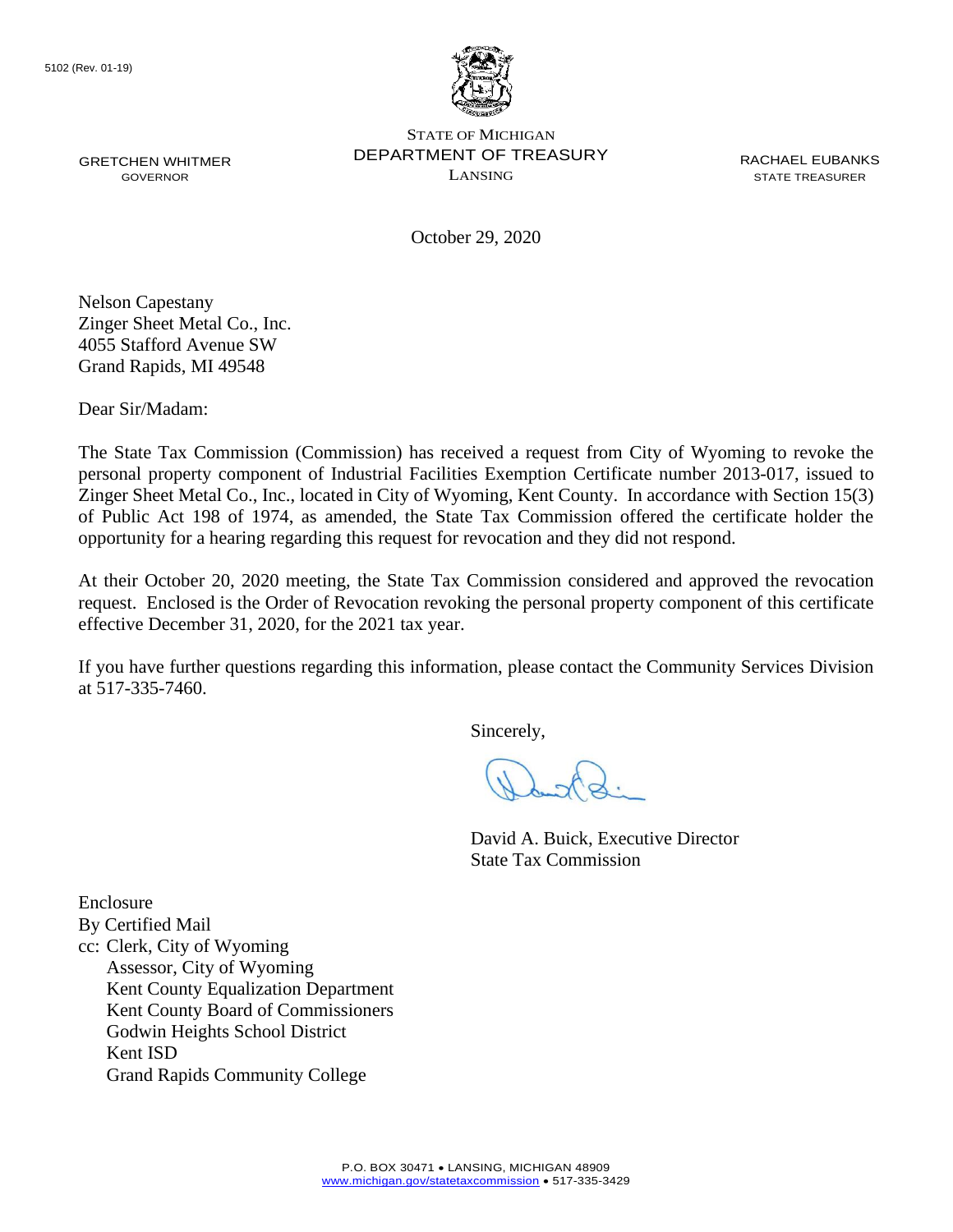5102 (Rev. 01-19)

STATE OF MICHIGAN
DEPARTMENT OF TREASURY
LANSING

GRETCHEN WHITMER
GOVERNOR

RACHAEL EUBANKS
STATE TREASURER

October 29, 2020

Nelson Capestany
Zinger Sheet Metal Co., Inc.
4055 Stafford Avenue SW
Grand Rapids, MI 49548

Dear Sir/Madam:

The State Tax Commission (Commission) has received a request from City of Wyoming to revoke the personal property component of Industrial Facilities Exemption Certificate number 2013-017, issued to Zinger Sheet Metal Co., Inc., located in City of Wyoming, Kent County. In accordance with Section 15(3) of Public Act 198 of 1974, as amended, the State Tax Commission offered the certificate holder the opportunity for a hearing regarding this request for revocation and they did not respond.

At their October 20, 2020 meeting, the State Tax Commission considered and approved the revocation request. Enclosed is the Order of Revocation revoking the personal property component of this certificate effective December 31, 2020, for the 2021 tax year.

If you have further questions regarding this information, please contact the Community Services Division at 517-335-7460.

Sincerely,

David A. Buick, Executive Director
State Tax Commission

Enclosure
By Certified Mail
cc: Clerk, City of Wyoming
Assessor, City of Wyoming
Kent County Equalization Department
Kent County Board of Commissioners
Godwin Heights School District
Kent ISD
Grand Rapids Community College

P.O. BOX 30471 • LANSING, MICHIGAN 48909
www.michigan.gov/statetaxcommission • 517-335-3429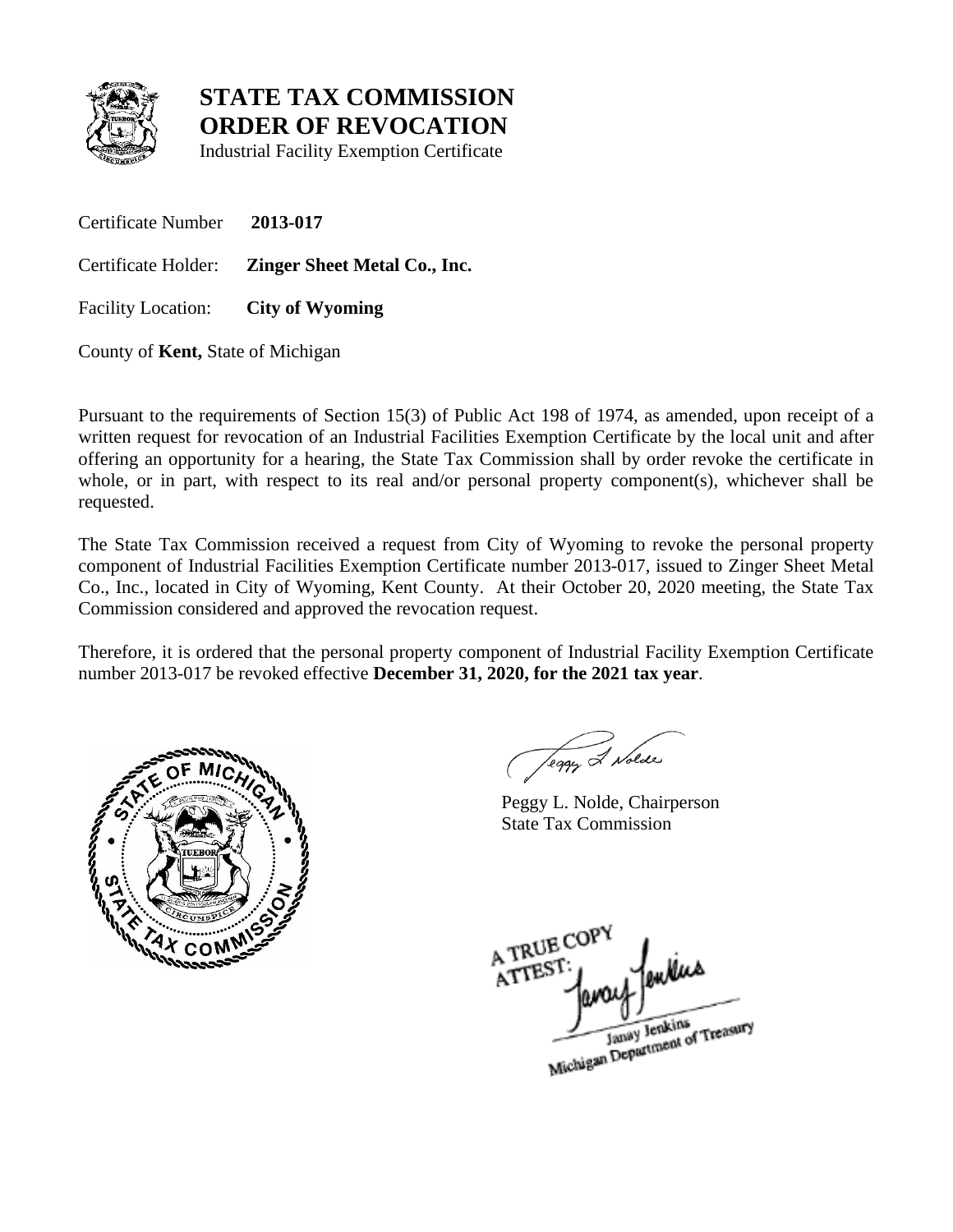# STATE TAX COMMISSION
# ORDER OF REVOCATION

Industrial Facility Exemption Certificate

Certificate Number **2013-017**

Certificate Holder: **Zinger Sheet Metal Co., Inc.**

Facility Location: **City of Wyoming**

County of **Kent,** State of Michigan

Pursuant to the requirements of Section 15(3) of Public Act 198 of 1974, as amended, upon receipt of a written request for revocation of an Industrial Facilities Exemption Certificate by the local unit and after offering an opportunity for a hearing, the State Tax Commission shall by order revoke the certificate in whole, or in part, with respect to its real and/or personal property component(s), whichever shall be requested.

The State Tax Commission received a request from City of Wyoming to revoke the personal property component of Industrial Facilities Exemption Certificate number 2013-017, issued to Zinger Sheet Metal Co., Inc., located in City of Wyoming, Kent County. At their October 20, 2020 meeting, the State Tax Commission considered and approved the revocation request.

Therefore, it is ordered that the personal property component of Industrial Facility Exemption Certificate number 2013-017 be revoked effective **December 31, 2020, for the 2021 tax year**.

Peggy L. Nolde, Chairperson
State Tax Commission

A TRUE COPY
ATTEST:
Janay Jenkins
Michigan Department of Treasury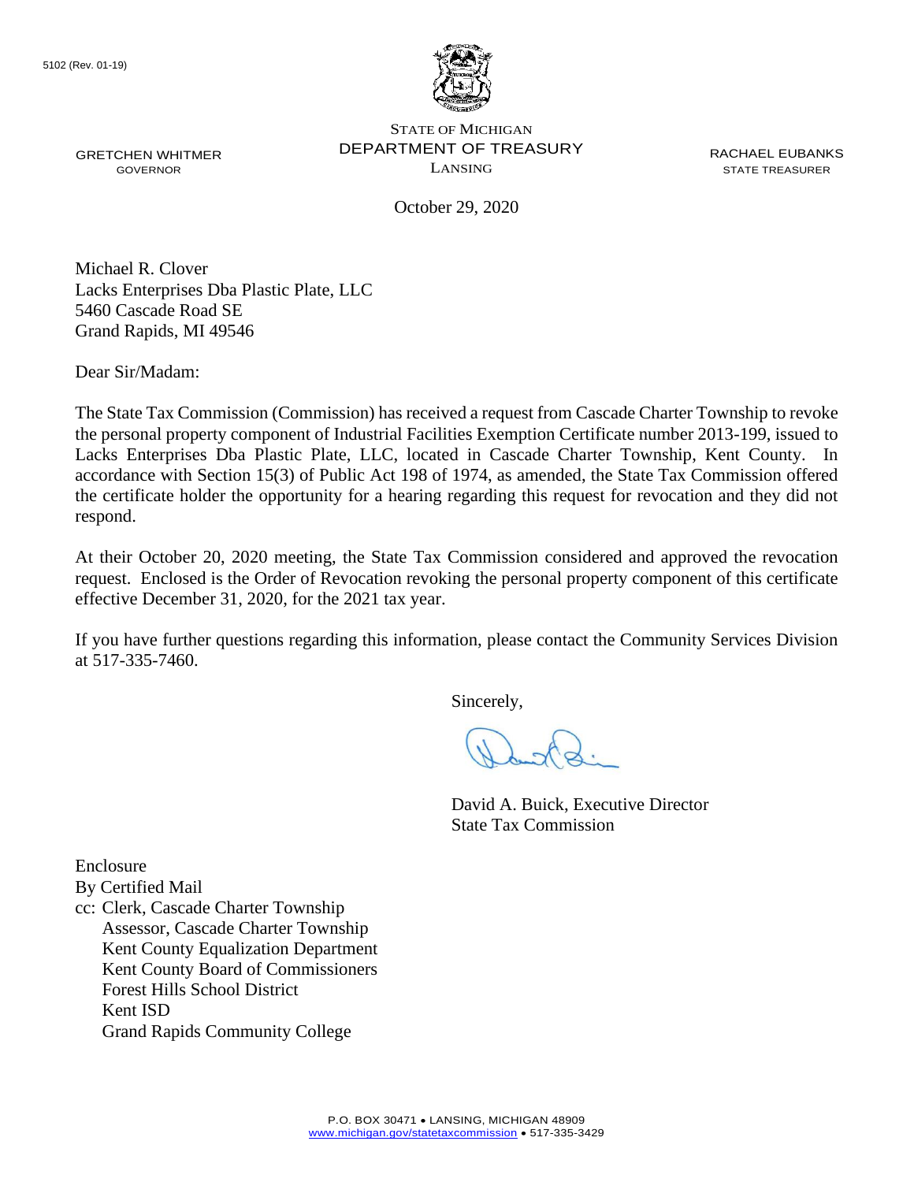5102 (Rev. 01-19)

STATE OF MICHIGAN
DEPARTMENT OF TREASURY
LANSING

GRETCHEN WHITMER
GOVERNOR

RACHAEL EUBANKS
STATE TREASURER

October 29, 2020

Michael R. Clover
Lacks Enterprises Dba Plastic Plate, LLC
5460 Cascade Road SE
Grand Rapids, MI 49546

Dear Sir/Madam:

The State Tax Commission (Commission) has received a request from Cascade Charter Township to revoke the personal property component of Industrial Facilities Exemption Certificate number 2013-199, issued to Lacks Enterprises Dba Plastic Plate, LLC, located in Cascade Charter Township, Kent County. In accordance with Section 15(3) of Public Act 198 of 1974, as amended, the State Tax Commission offered the certificate holder the opportunity for a hearing regarding this request for revocation and they did not respond.

At their October 20, 2020 meeting, the State Tax Commission considered and approved the revocation request. Enclosed is the Order of Revocation revoking the personal property component of this certificate effective December 31, 2020, for the 2021 tax year.

If you have further questions regarding this information, please contact the Community Services Division at 517-335-7460.

Sincerely,

David A. Buick, Executive Director
State Tax Commission

Enclosure
By Certified Mail
cc: Clerk, Cascade Charter Township
Assessor, Cascade Charter Township
Kent County Equalization Department
Kent County Board of Commissioners
Forest Hills School District
Kent ISD
Grand Rapids Community College

P.O. BOX 30471 • LANSING, MICHIGAN 48909
www.michigan.gov/statetaxcommission • 517-335-3429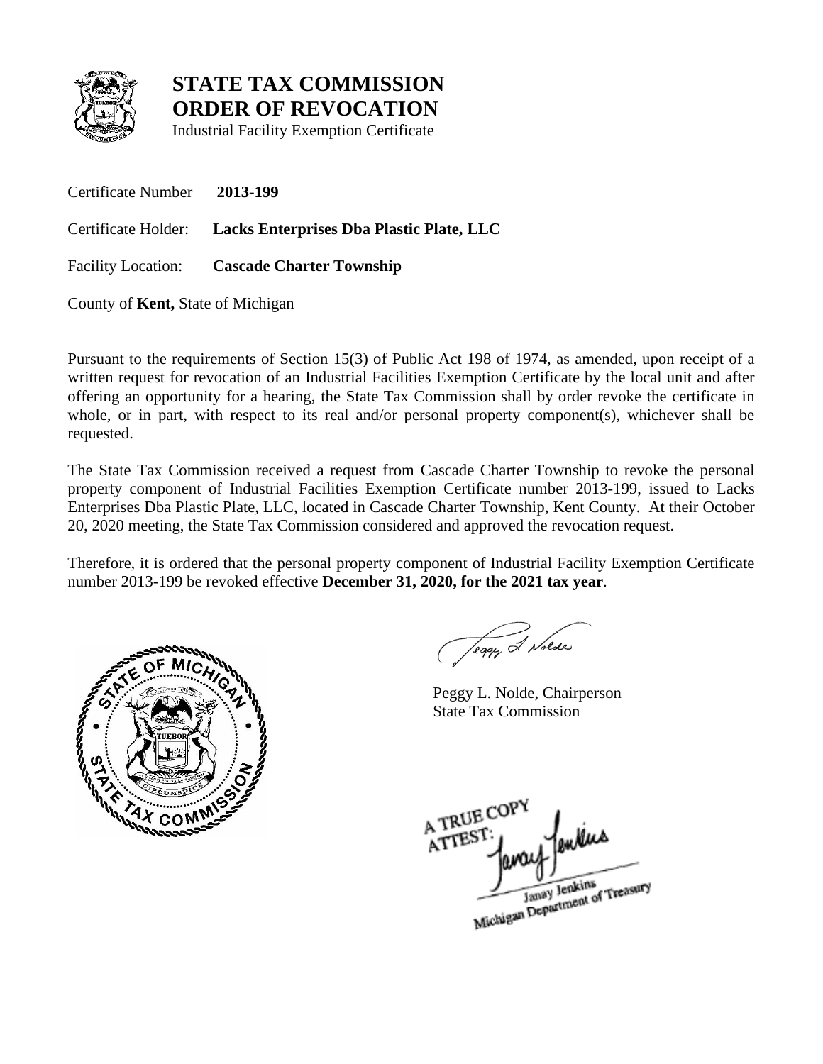# STATE TAX COMMISSION
# ORDER OF REVOCATION

Industrial Facility Exemption Certificate

Certificate Number **2013-199**

Certificate Holder: **Lacks Enterprises Dba Plastic Plate, LLC**

Facility Location: **Cascade Charter Township**

County of **Kent,** State of Michigan

Pursuant to the requirements of Section 15(3) of Public Act 198 of 1974, as amended, upon receipt of a written request for revocation of an Industrial Facilities Exemption Certificate by the local unit and after offering an opportunity for a hearing, the State Tax Commission shall by order revoke the certificate in whole, or in part, with respect to its real and/or personal property component(s), whichever shall be requested.

The State Tax Commission received a request from Cascade Charter Township to revoke the personal property component of Industrial Facilities Exemption Certificate number 2013-199, issued to Lacks Enterprises Dba Plastic Plate, LLC, located in Cascade Charter Township, Kent County. At their October 20, 2020 meeting, the State Tax Commission considered and approved the revocation request.

Therefore, it is ordered that the personal property component of Industrial Facility Exemption Certificate number 2013-199 be revoked effective **December 31, 2020, for the 2021 tax year**.

Peggy L. Nolde, Chairperson
State Tax Commission

A TRUE COPY
ATTEST:
Janay Jenkins
Michigan Department of Treasury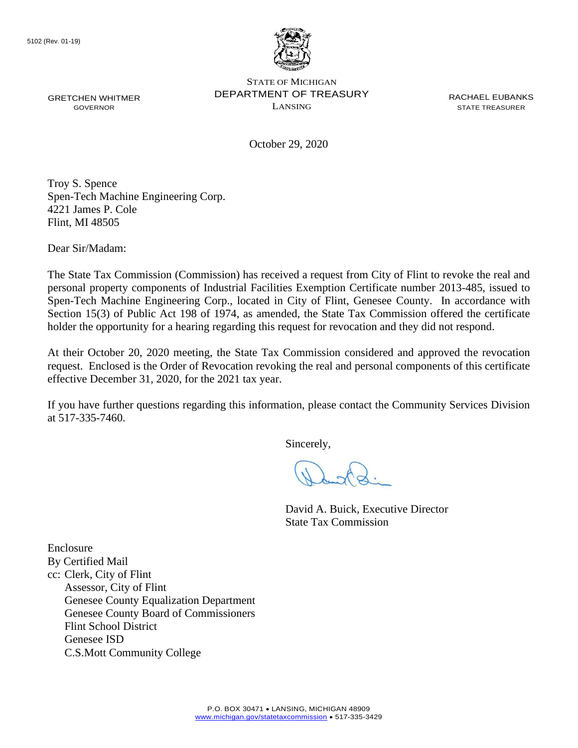5102 (Rev. 01-19)

STATE OF MICHIGAN
DEPARTMENT OF TREASURY
LANSING

GRETCHEN WHITMER
GOVERNOR

RACHAEL EUBANKS
STATE TREASURER

October 29, 2020

Troy S. Spence
Spen-Tech Machine Engineering Corp.
4221 James P. Cole
Flint, MI 48505

Dear Sir/Madam:

The State Tax Commission (Commission) has received a request from City of Flint to revoke the real and personal property components of Industrial Facilities Exemption Certificate number 2013-485, issued to Spen-Tech Machine Engineering Corp., located in City of Flint, Genesee County. In accordance with Section 15(3) of Public Act 198 of 1974, as amended, the State Tax Commission offered the certificate holder the opportunity for a hearing regarding this request for revocation and they did not respond.

At their October 20, 2020 meeting, the State Tax Commission considered and approved the revocation request. Enclosed is the Order of Revocation revoking the real and personal components of this certificate effective December 31, 2020, for the 2021 tax year.

If you have further questions regarding this information, please contact the Community Services Division at 517-335-7460.

Sincerely,

David A. Buick, Executive Director
State Tax Commission

Enclosure
By Certified Mail
cc: Clerk, City of Flint
Assessor, City of Flint
Genesee County Equalization Department
Genesee County Board of Commissioners
Flint School District
Genesee ISD
C.S.Mott Community College

P.O. BOX 30471 • LANSING, MICHIGAN 48909
www.michigan.gov/statetaxcommission • 517-335-3429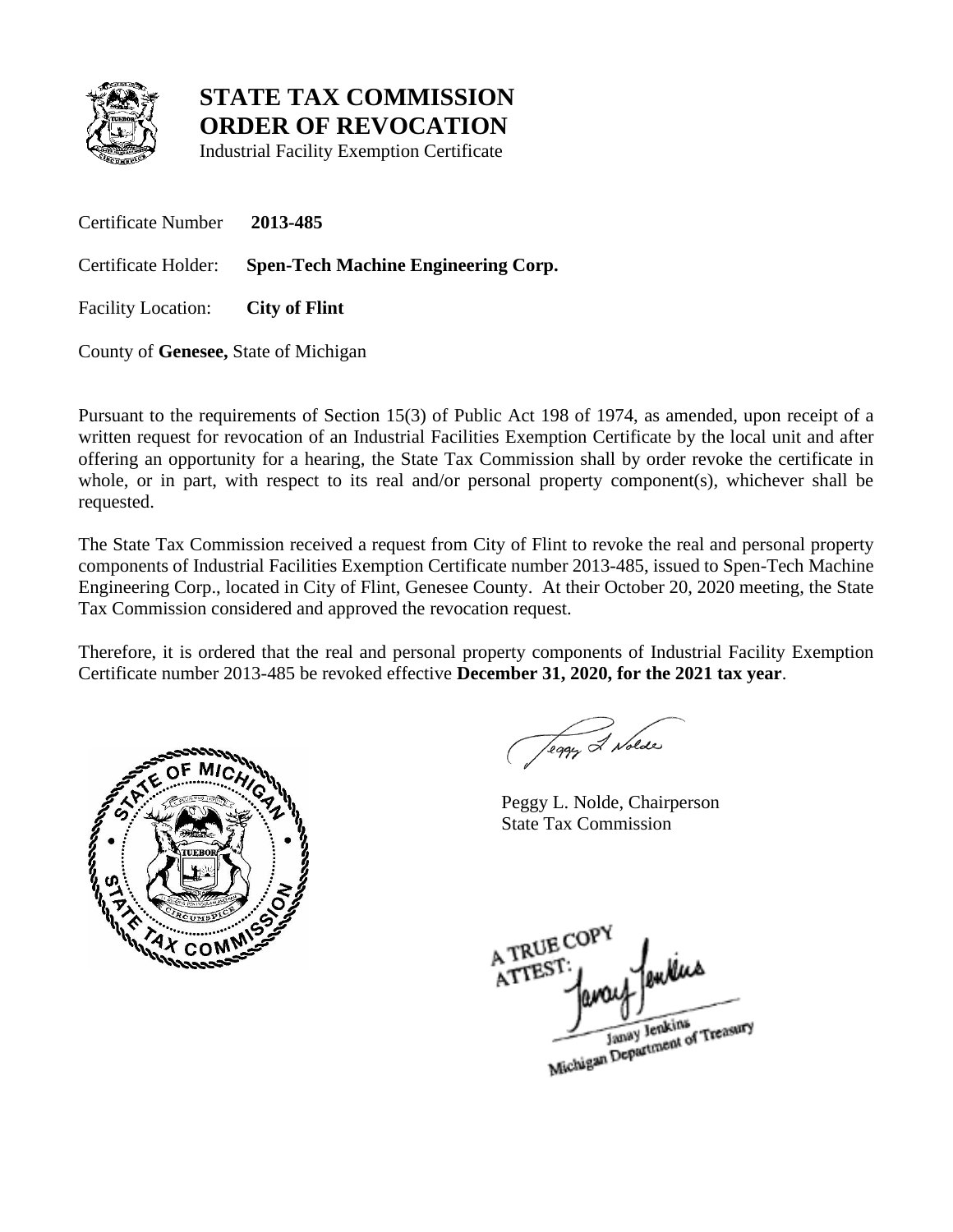# STATE TAX COMMISSION
# ORDER OF REVOCATION

Industrial Facility Exemption Certificate

Certificate Number **2013-485**

Certificate Holder: **Spen-Tech Machine Engineering Corp.**

Facility Location: **City of Flint**

County of **Genesee,** State of Michigan

Pursuant to the requirements of Section 15(3) of Public Act 198 of 1974, as amended, upon receipt of a written request for revocation of an Industrial Facilities Exemption Certificate by the local unit and after offering an opportunity for a hearing, the State Tax Commission shall by order revoke the certificate in whole, or in part, with respect to its real and/or personal property component(s), whichever shall be requested.

The State Tax Commission received a request from City of Flint to revoke the real and personal property components of Industrial Facilities Exemption Certificate number 2013-485, issued to Spen-Tech Machine Engineering Corp., located in City of Flint, Genesee County. At their October 20, 2020 meeting, the State Tax Commission considered and approved the revocation request.

Therefore, it is ordered that the real and personal property components of Industrial Facility Exemption Certificate number 2013-485 be revoked effective **December 31, 2020, for the 2021 tax year**.

Peggy L. Nolde, Chairperson
State Tax Commission

A TRUE COPY
ATTEST:
Janay Jenkins
Michigan Department of Treasury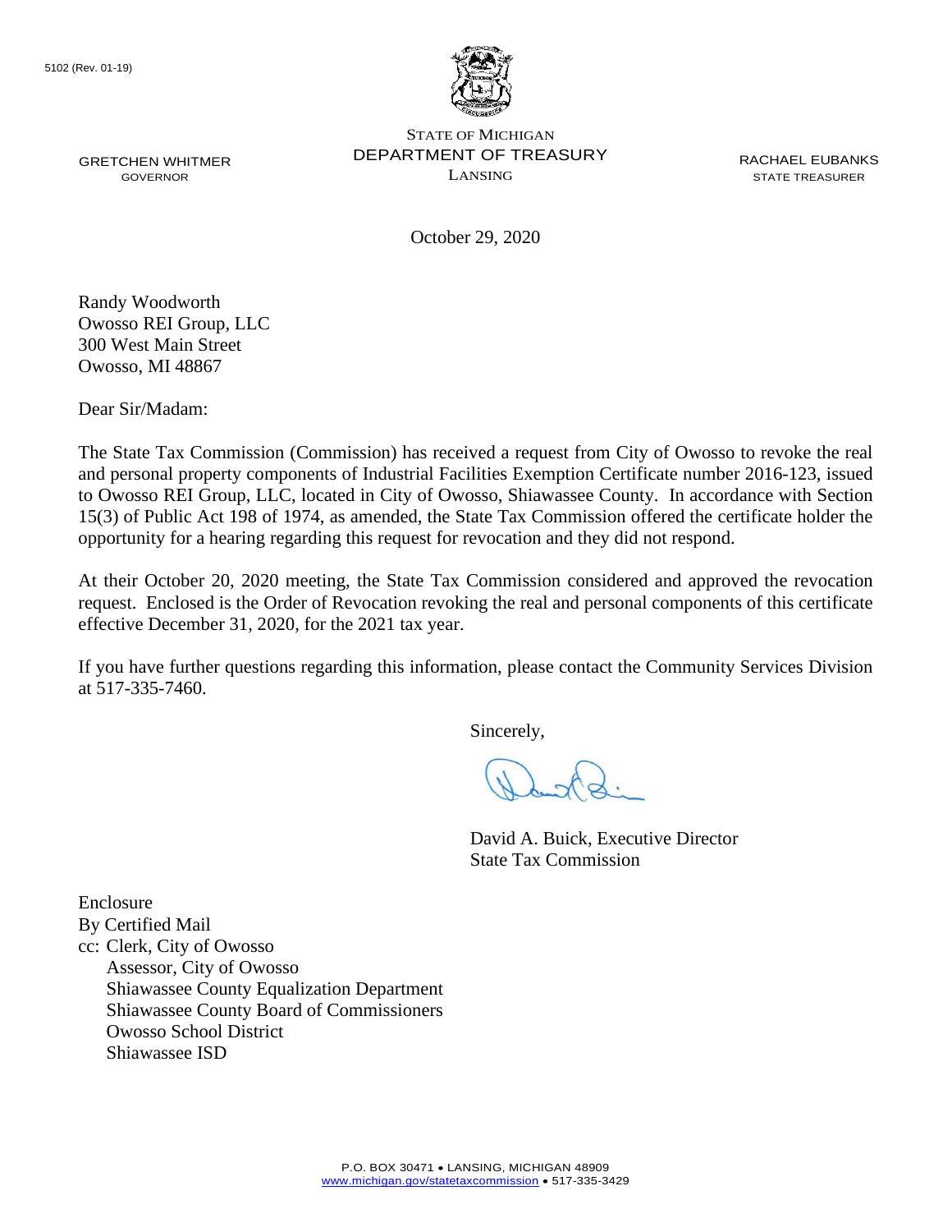5102 (Rev. 01-19)

GRETCHEN WHITMER
GOVERNOR

STATE OF MICHIGAN
DEPARTMENT OF TREASURY
LANSING

RACHAEL EUBANKS
STATE TREASURER

October 29, 2020

Randy Woodworth
Owosso REI Group, LLC
300 West Main Street
Owosso, MI 48867

Dear Sir/Madam:

The State Tax Commission (Commission) has received a request from City of Owosso to revoke the real and personal property components of Industrial Facilities Exemption Certificate number 2016-123, issued to Owosso REI Group, LLC, located in City of Owosso, Shiawassee County. In accordance with Section 15(3) of Public Act 198 of 1974, as amended, the State Tax Commission offered the certificate holder the opportunity for a hearing regarding this request for revocation and they did not respond.

At their October 20, 2020 meeting, the State Tax Commission considered and approved the revocation request. Enclosed is the Order of Revocation revoking the real and personal components of this certificate effective December 31, 2020, for the 2021 tax year.

If you have further questions regarding this information, please contact the Community Services Division at 517-335-7460.

Sincerely,

David A. Buick, Executive Director
State Tax Commission

Enclosure
By Certified Mail
cc: Clerk, City of Owosso
Assessor, City of Owosso
Shiawassee County Equalization Department
Shiawassee County Board of Commissioners
Owosso School District
Shiawassee ISD

P.O. BOX 30471 • LANSING, MICHIGAN 48909
www.michigan.gov/statetaxcommission • 517-335-3429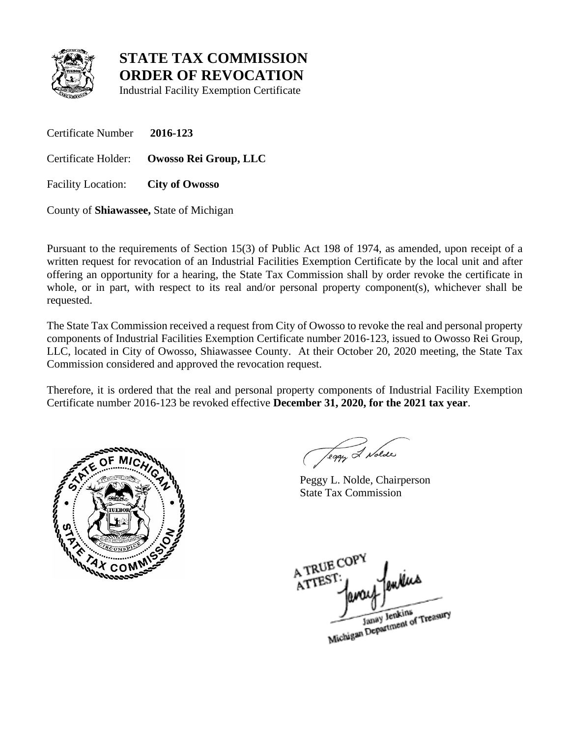# STATE TAX COMMISSION
# ORDER OF REVOCATION

Industrial Facility Exemption Certificate

Certificate Number **2016-123**

Certificate Holder: **Owosso Rei Group, LLC**

Facility Location: **City of Owosso**

County of **Shiawassee,** State of Michigan

Pursuant to the requirements of Section 15(3) of Public Act 198 of 1974, as amended, upon receipt of a written request for revocation of an Industrial Facilities Exemption Certificate by the local unit and after offering an opportunity for a hearing, the State Tax Commission shall by order revoke the certificate in whole, or in part, with respect to its real and/or personal property component(s), whichever shall be requested.

The State Tax Commission received a request from City of Owosso to revoke the real and personal property components of Industrial Facilities Exemption Certificate number 2016-123, issued to Owosso Rei Group, LLC, located in City of Owosso, Shiawassee County. At their October 20, 2020 meeting, the State Tax Commission considered and approved the revocation request.

Therefore, it is ordered that the real and personal property components of Industrial Facility Exemption Certificate number 2016-123 be revoked effective **December 31, 2020, for the 2021 tax year**.

Peggy L. Nolde, Chairperson
State Tax Commission

A TRUE COPY
ATTEST:
Janay Jenkins
Michigan Department of Treasury